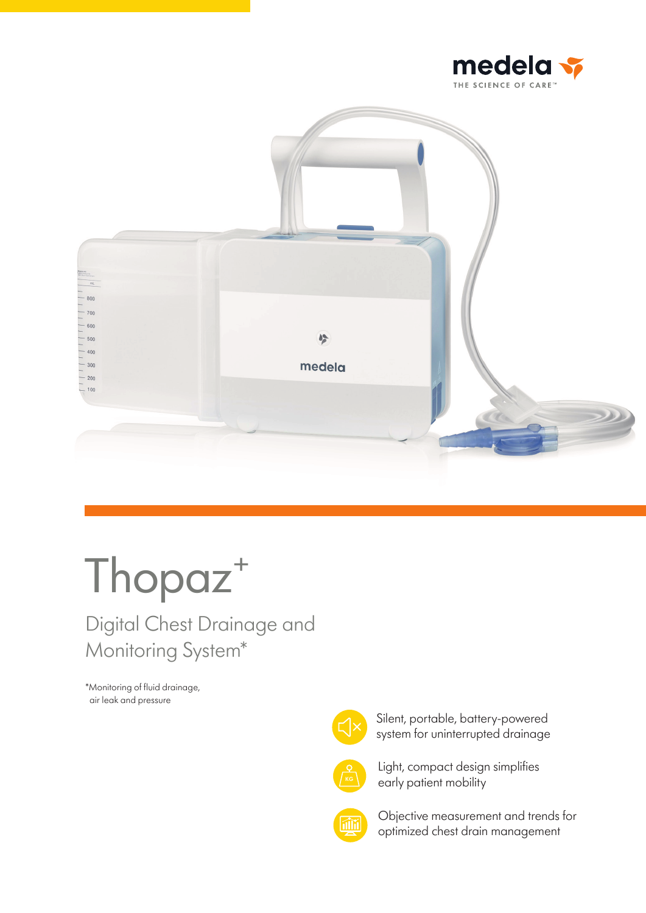medela
THE SCIENCE OF CARE™

# Thopaz+

## Digital Chest Drainage and Monitoring System*

*Monitoring of fluid drainage, air leak and pressure

- Silent, portable, battery-powered system for uninterrupted drainage
- Light, compact design simplifies early patient mobility
- Objective measurement and trends for optimized chest drain management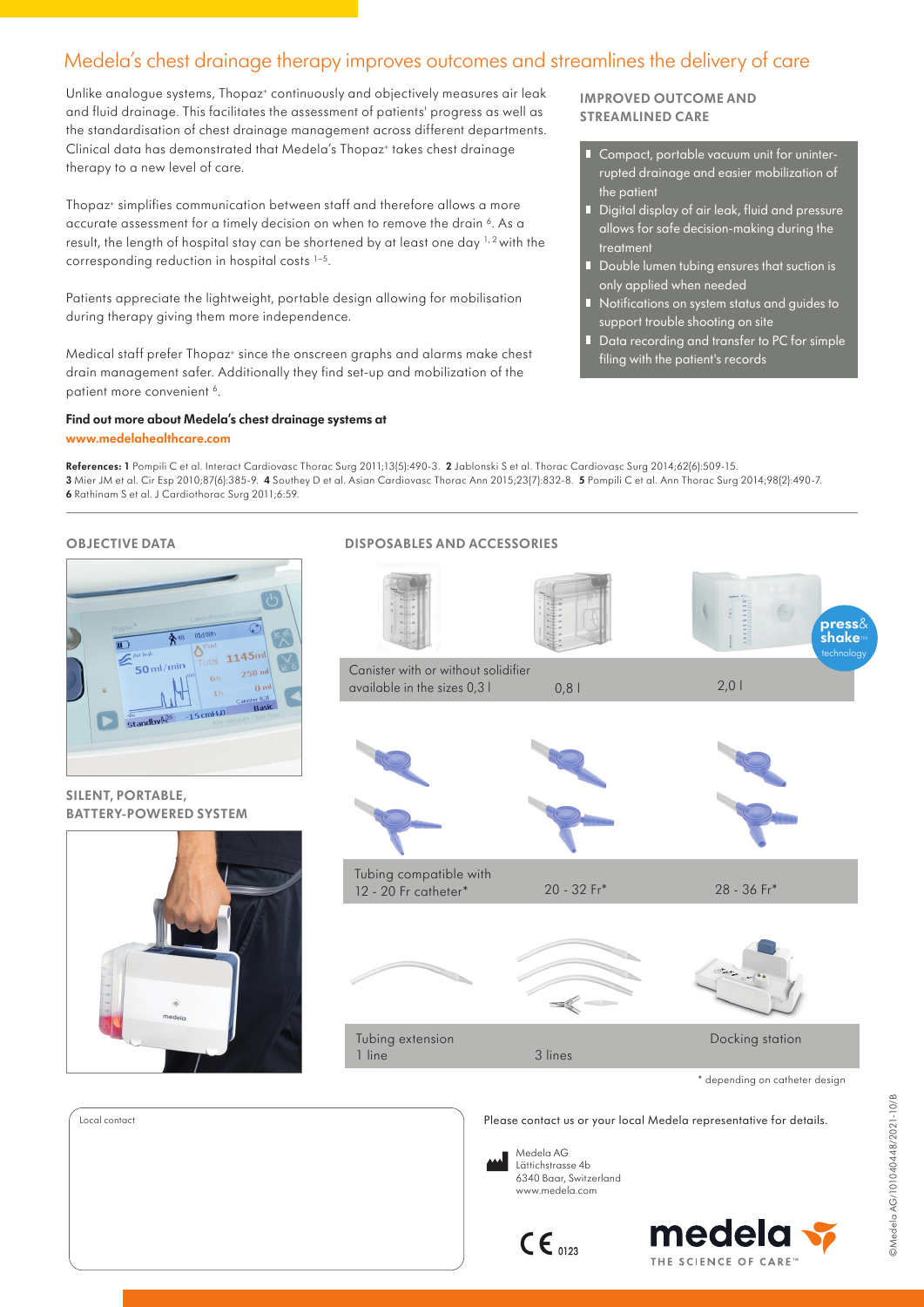# Medela's chest drainage therapy improves outcomes and streamlines the delivery of care

Unlike analogue systems, Thopaz+ continuously and objectively measures air leak and fluid drainage. This facilitates the assessment of patients' progress as well as the standardisation of chest drainage management across different departments. Clinical data has demonstrated that Medela's Thopaz+ takes chest drainage therapy to a new level of care.

Thopaz+ simplifies communication between staff and therefore allows a more accurate assessment for a timely decision on when to remove the drain [6]. As a result, the length of hospital stay can be shortened by at least one day [1,2] with the corresponding reduction in hospital costs [1–5].

Patients appreciate the lightweight, portable design allowing for mobilisation during therapy giving them more independence.

Medical staff prefer Thopaz+ since the onscreen graphs and alarms make chest drain management safer. Additionally they find set-up and mobilization of the patient more convenient [6].

**Find out more about Medela's chest drainage systems at**
**www.medelahealthcare.com**

### IMPROVED OUTCOME AND STREAMLINED CARE

- Compact, portable vacuum unit for uninterrupted drainage and easier mobilization of the patient
- Digital display of air leak, fluid and pressure allows for safe decision-making during the treatment
- Double lumen tubing ensures that suction is only applied when needed
- Notifications on system status and guides to support trouble shooting on site
- Data recording and transfer to PC for simple filing with the patient's records

**References: 1** Pompili C et al. Interact Cardiovasc Thorac Surg 2011;13(5):490-3. **2** Jablonski S et al. Thorac Cardiovasc Surg 2014;62(6):509-15. **3** Mier JM et al. Cir Esp 2010;87(6):385-9. **4** Southey D et al. Asian Cardiovasc Thorac Ann 2015;23(7):832-8. **5** Pompili C et al. Ann Thorac Surg 2014;98(2):490-7. **6** Rathinam S et al. J Cardiothorac Surg 2011;6:59.

### OBJECTIVE DATA

### SILENT, PORTABLE, BATTERY-POWERED SYSTEM

### DISPOSABLES AND ACCESSORIES

press& shake™ technology

Canister with or without solidifier available in the sizes 0,3 l | 0,8 l | 2,0 l

Tubing compatible with 12 - 20 Fr catheter* | 20 - 32 Fr* | 28 - 36 Fr*

Tubing extension 1 line | 3 lines

Docking station

\* depending on catheter design

Local contact

Please contact us or your local Medela representative for details.

Medela AG
Lättichstrasse 4b
6340 Baar, Switzerland
www.medela.com

CE 0123

medela THE SCIENCE OF CARE™

©Medela AG/101040448/2021-10/B